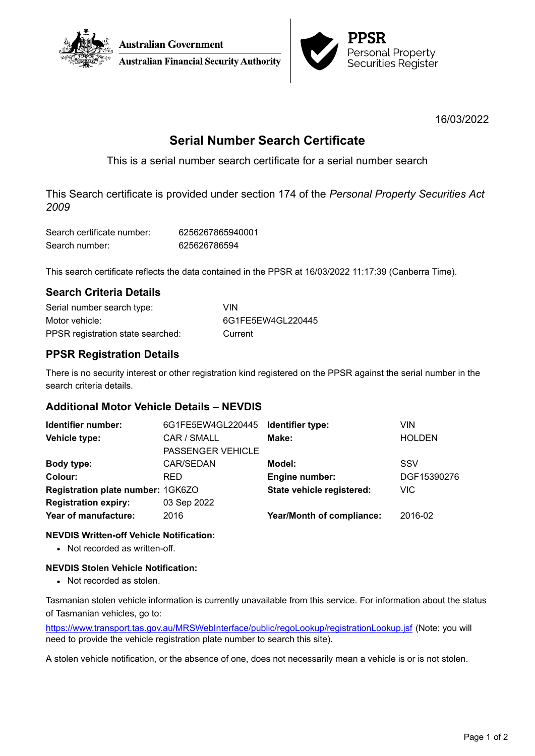Australian Government
Australian Financial Security Authority

**PPSR**
Personal Property Securities Register

16/03/2022

# Serial Number Search Certificate

This is a serial number search certificate for a serial number search

This Search certificate is provided under section 174 of the *Personal Property Securities Act 2009*

| | |
|---|---|
| Search certificate number: | 6256267865940001 |
| Search number: | 625626786594 |

This search certificate reflects the data contained in the PPSR at 16/03/2022 11:17:39 (Canberra Time).

## Search Criteria Details

| | |
|---|---|
| Serial number search type: | VIN |
| Motor vehicle: | 6G1FE5EW4GL220445 |
| PPSR registration state searched: | Current |

## PPSR Registration Details

There is no security interest or other registration kind registered on the PPSR against the serial number in the search criteria details.

## Additional Motor Vehicle Details – NEVDIS

| | | | |
|---|---|---|---|
| **Identifier number:** | 6G1FE5EW4GL220445 | **Identifier type:** | VIN |
| **Vehicle type:** | CAR / SMALL PASSENGER VEHICLE | **Make:** | HOLDEN |
| **Body type:** | CAR/SEDAN | **Model:** | SSV |
| **Colour:** | RED | **Engine number:** | DGF15390276 |
| **Registration plate number:** | 1GK6ZO | **State vehicle registered:** | VIC |
| **Registration expiry:** | 03 Sep 2022 | | |
| **Year of manufacture:** | 2016 | **Year/Month of compliance:** | 2016-02 |

### NEVDIS Written-off Vehicle Notification:

- Not recorded as written-off.

### NEVDIS Stolen Vehicle Notification:

- Not recorded as stolen.

Tasmanian stolen vehicle information is currently unavailable from this service. For information about the status of Tasmanian vehicles, go to:

https://www.transport.tas.gov.au/MRSWebInterface/public/regoLookup/registrationLookup.jsf (Note: you will need to provide the vehicle registration plate number to search this site).

A stolen vehicle notification, or the absence of one, does not necessarily mean a vehicle is or is not stolen.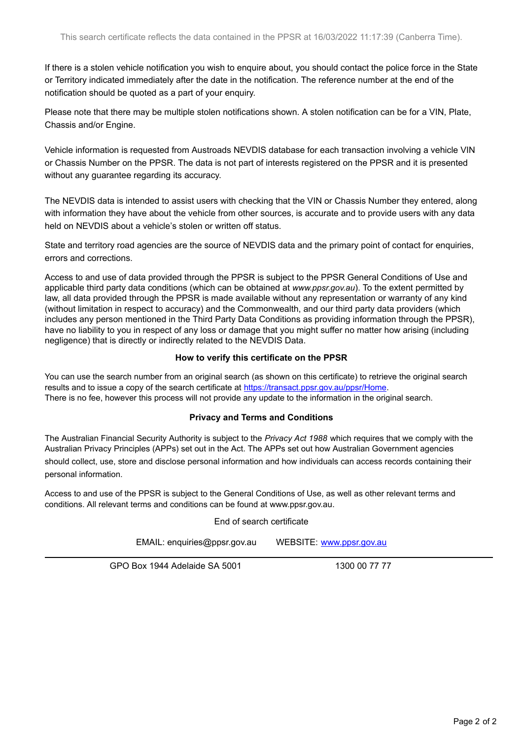This search certificate reflects the data contained in the PPSR at 16/03/2022 11:17:39 (Canberra Time).

If there is a stolen vehicle notification you wish to enquire about, you should contact the police force in the State or Territory indicated immediately after the date in the notification. The reference number at the end of the notification should be quoted as a part of your enquiry.

Please note that there may be multiple stolen notifications shown. A stolen notification can be for a VIN, Plate, Chassis and/or Engine.

Vehicle information is requested from Austroads NEVDIS database for each transaction involving a vehicle VIN or Chassis Number on the PPSR. The data is not part of interests registered on the PPSR and it is presented without any guarantee regarding its accuracy.

The NEVDIS data is intended to assist users with checking that the VIN or Chassis Number they entered, along with information they have about the vehicle from other sources, is accurate and to provide users with any data held on NEVDIS about a vehicle's stolen or written off status.

State and territory road agencies are the source of NEVDIS data and the primary point of contact for enquiries, errors and corrections.

Access to and use of data provided through the PPSR is subject to the PPSR General Conditions of Use and applicable third party data conditions (which can be obtained at *www.ppsr.gov.au*). To the extent permitted by law, all data provided through the PPSR is made available without any representation or warranty of any kind (without limitation in respect to accuracy) and the Commonwealth, and our third party data providers (which includes any person mentioned in the Third Party Data Conditions as providing information through the PPSR), have no liability to you in respect of any loss or damage that you might suffer no matter how arising (including negligence) that is directly or indirectly related to the NEVDIS Data.

**How to verify this certificate on the PPSR**

You can use the search number from an original search (as shown on this certificate) to retrieve the original search results and to issue a copy of the search certificate at https://transact.ppsr.gov.au/ppsr/Home.
There is no fee, however this process will not provide any update to the information in the original search.

**Privacy and Terms and Conditions**

The Australian Financial Security Authority is subject to the *Privacy Act 1988* which requires that we comply with the Australian Privacy Principles (APPs) set out in the Act. The APPs set out how Australian Government agencies should collect, use, store and disclose personal information and how individuals can access records containing their personal information.

Access to and use of the PPSR is subject to the General Conditions of Use, as well as other relevant terms and conditions. All relevant terms and conditions can be found at www.ppsr.gov.au.

End of search certificate

EMAIL: enquiries@ppsr.gov.au    WEBSITE: www.ppsr.gov.au

GPO Box 1944 Adelaide SA 5001    1300 00 77 77